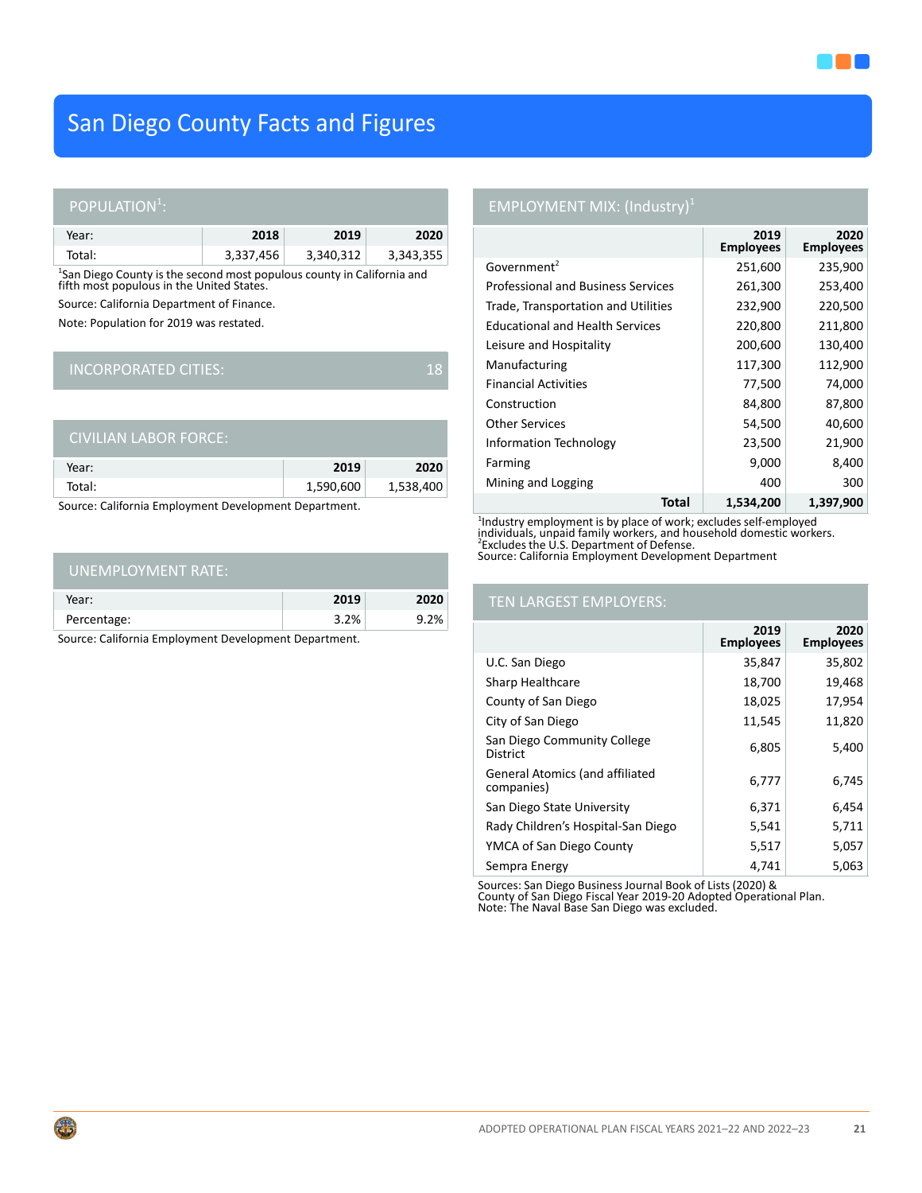# San Diego County Facts and Figures

## POPULATION[1]:

| Year: | 2018 | 2019 | 2020 |
|---|---|---|---|
| Total: | 3,337,456 | 3,340,312 | 3,343,355 |

[1]San Diego County is the second most populous county in California and fifth most populous in the United States.

Source: California Department of Finance.

Note: Population for 2019 was restated.

## INCORPORATED CITIES: 18

## CIVILIAN LABOR FORCE:

| Year: | 2019 | 2020 |
|---|---|---|
| Total: | 1,590,600 | 1,538,400 |

Source: California Employment Development Department.

## UNEMPLOYMENT RATE:

| Year: | 2019 | 2020 |
|---|---|---|
| Percentage: | 3.2% | 9.2% |

Source: California Employment Development Department.

## EMPLOYMENT MIX: (Industry)[1]

| | 2019 Employees | 2020 Employees |
|---|---|---|
| Government[2] | 251,600 | 235,900 |
| Professional and Business Services | 261,300 | 253,400 |
| Trade, Transportation and Utilities | 232,900 | 220,500 |
| Educational and Health Services | 220,800 | 211,800 |
| Leisure and Hospitality | 200,600 | 130,400 |
| Manufacturing | 117,300 | 112,900 |
| Financial Activities | 77,500 | 74,000 |
| Construction | 84,800 | 87,800 |
| Other Services | 54,500 | 40,600 |
| Information Technology | 23,500 | 21,900 |
| Farming | 9,000 | 8,400 |
| Mining and Logging | 400 | 300 |
| **Total** | **1,534,200** | **1,397,900** |

[1]Industry employment is by place of work; excludes self-employed individuals, unpaid family workers, and household domestic workers.
[2]Excludes the U.S. Department of Defense.
Source: California Employment Development Department

## TEN LARGEST EMPLOYERS:

| | 2019 Employees | 2020 Employees |
|---|---|---|
| U.C. San Diego | 35,847 | 35,802 |
| Sharp Healthcare | 18,700 | 19,468 |
| County of San Diego | 18,025 | 17,954 |
| City of San Diego | 11,545 | 11,820 |
| San Diego Community College District | 6,805 | 5,400 |
| General Atomics (and affiliated companies) | 6,777 | 6,745 |
| San Diego State University | 6,371 | 6,454 |
| Rady Children's Hospital-San Diego | 5,541 | 5,711 |
| YMCA of San Diego County | 5,517 | 5,057 |
| Sempra Energy | 4,741 | 5,063 |

Sources: San Diego Business Journal Book of Lists (2020) & County of San Diego Fiscal Year 2019-20 Adopted Operational Plan.
Note: The Naval Base San Diego was excluded.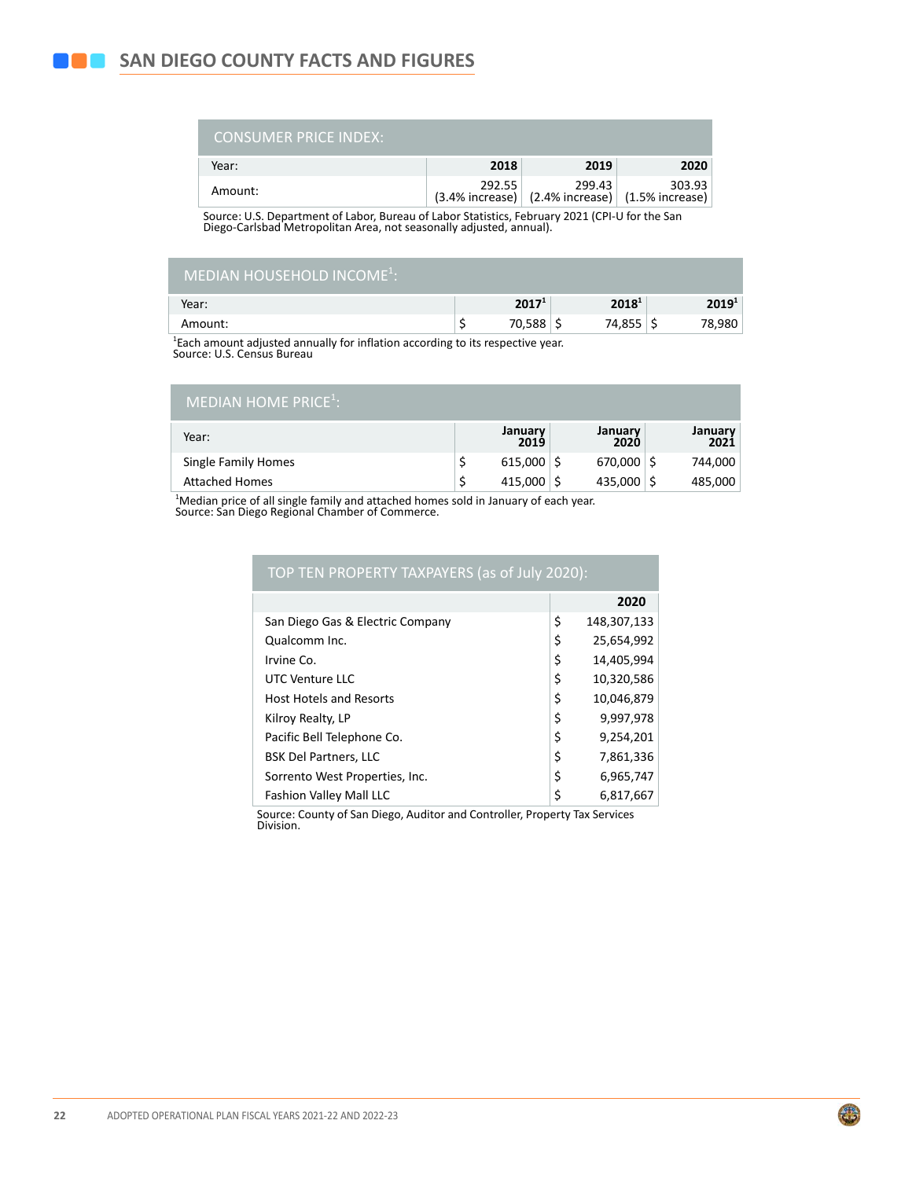## SAN DIEGO COUNTY FACTS AND FIGURES

| CONSUMER PRICE INDEX: | | | |
|---|---|---|---|
| Year: | 2018 | 2019 | 2020 |
| Amount: | 292.55 (3.4% increase) | 299.43 (2.4% increase) | 303.93 (1.5% increase) |

Source: U.S. Department of Labor, Bureau of Labor Statistics, February 2021 (CPI-U for the San Diego-Carlsbad Metropolitan Area, not seasonally adjusted, annual).

| MEDIAN HOUSEHOLD INCOME[1]: | | | |
|---|---|---|---|
| Year: | 2017[1] | 2018[1] | 2019[1] |
| Amount: | $ 70,588 | $ 74,855 | $ 78,980 |

[1]Each amount adjusted annually for inflation according to its respective year.
Source: U.S. Census Bureau

| MEDIAN HOME PRICE[1]: | | | |
|---|---|---|---|
| Year: | January 2019 | January 2020 | January 2021 |
| Single Family Homes | $ 615,000 | $ 670,000 | $ 744,000 |
| Attached Homes | $ 415,000 | $ 435,000 | $ 485,000 |

[1]Median price of all single family and attached homes sold in January of each year.
Source: San Diego Regional Chamber of Commerce.

| TOP TEN PROPERTY TAXPAYERS (as of July 2020): | 2020 |
|---|---|
| San Diego Gas & Electric Company | $ 148,307,133 |
| Qualcomm Inc. | $ 25,654,992 |
| Irvine Co. | $ 14,405,994 |
| UTC Venture LLC | $ 10,320,586 |
| Host Hotels and Resorts | $ 10,046,879 |
| Kilroy Realty, LP | $ 9,997,978 |
| Pacific Bell Telephone Co. | $ 9,254,201 |
| BSK Del Partners, LLC | $ 7,861,336 |
| Sorrento West Properties, Inc. | $ 6,965,747 |
| Fashion Valley Mall LLC | $ 6,817,667 |

Source: County of San Diego, Auditor and Controller, Property Tax Services Division.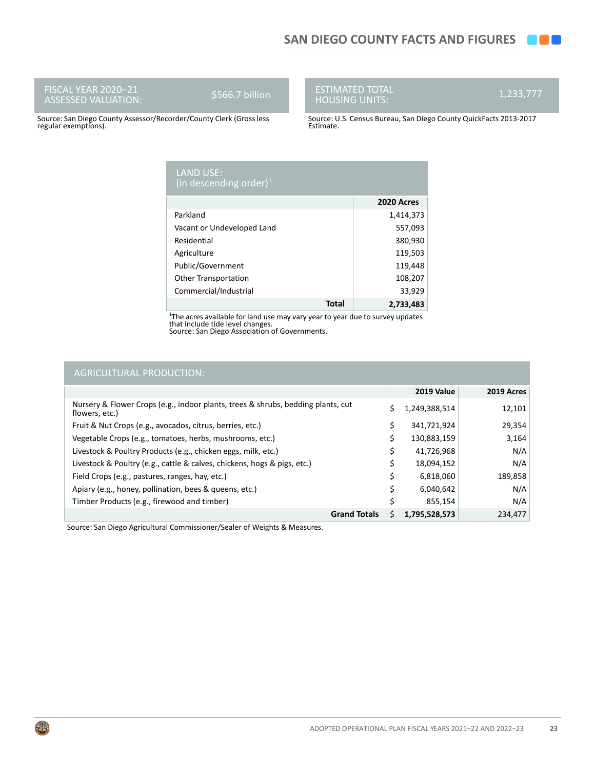# SAN DIEGO COUNTY FACTS AND FIGURES

| FISCAL YEAR 2020–21 ASSESSED VALUATION: | $566.7 billion |
|---|---|

Source: San Diego County Assessor/Recorder/County Clerk (Gross less regular exemptions).

| ESTIMATED TOTAL HOUSING UNITS: | 1,233,777 |
|---|---|

Source: U.S. Census Bureau, San Diego County QuickFacts 2013-2017 Estimate.

## LAND USE: (in descending order)[1]

| | 2020 Acres |
|---|---|
| Parkland | 1,414,373 |
| Vacant or Undeveloped Land | 557,093 |
| Residential | 380,930 |
| Agriculture | 119,503 |
| Public/Government | 119,448 |
| Other Transportation | 108,207 |
| Commercial/Industrial | 33,929 |
| **Total** | **2,733,483** |

[1]The acres available for land use may vary year to year due to survey updates that include tide level changes.
Source: San Diego Association of Governments.

## AGRICULTURAL PRODUCTION:

| | 2019 Value | 2019 Acres |
|---|---|---|
| Nursery & Flower Crops (e.g., indoor plants, trees & shrubs, bedding plants, cut flowers, etc.) | $ 1,249,388,514 | 12,101 |
| Fruit & Nut Crops (e.g., avocados, citrus, berries, etc.) | $ 341,721,924 | 29,354 |
| Vegetable Crops (e.g., tomatoes, herbs, mushrooms, etc.) | $ 130,883,159 | 3,164 |
| Livestock & Poultry Products (e.g., chicken eggs, milk, etc.) | $ 41,726,968 | N/A |
| Livestock & Poultry (e.g., cattle & calves, chickens, hogs & pigs, etc.) | $ 18,094,152 | N/A |
| Field Crops (e.g., pastures, ranges, hay, etc.) | $ 6,818,060 | 189,858 |
| Apiary (e.g., honey, pollination, bees & queens, etc.) | $ 6,040,642 | N/A |
| Timber Products (e.g., firewood and timber) | $ 855,154 | N/A |
| **Grand Totals** | **$ 1,795,528,573** | 234,477 |

Source: San Diego Agricultural Commissioner/Sealer of Weights & Measures.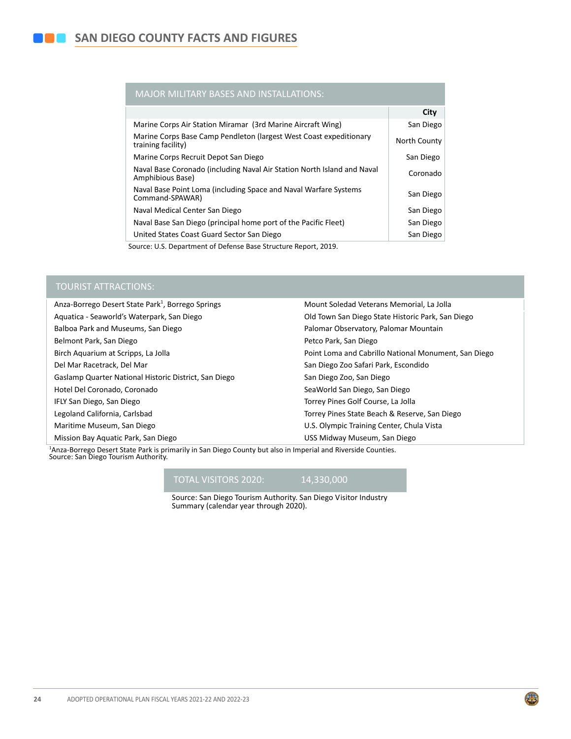## SAN DIEGO COUNTY FACTS AND FIGURES

### MAJOR MILITARY BASES AND INSTALLATIONS:

| | City |
|---|---|
| Marine Corps Air Station Miramar (3rd Marine Aircraft Wing) | San Diego |
| Marine Corps Base Camp Pendleton (largest West Coast expeditionary training facility) | North County |
| Marine Corps Recruit Depot San Diego | San Diego |
| Naval Base Coronado (including Naval Air Station North Island and Naval Amphibious Base) | Coronado |
| Naval Base Point Loma (including Space and Naval Warfare Systems Command-SPAWAR) | San Diego |
| Naval Medical Center San Diego | San Diego |
| Naval Base San Diego (principal home port of the Pacific Fleet) | San Diego |
| United States Coast Guard Sector San Diego | San Diego |

Source: U.S. Department of Defense Base Structure Report, 2019.

### TOURIST ATTRACTIONS:

- Anza-Borrego Desert State Park[1], Borrego Springs
- Aquatica - Seaworld's Waterpark, San Diego
- Balboa Park and Museums, San Diego
- Belmont Park, San Diego
- Birch Aquarium at Scripps, La Jolla
- Del Mar Racetrack, Del Mar
- Gaslamp Quarter National Historic District, San Diego
- Hotel Del Coronado, Coronado
- IFLY San Diego, San Diego
- Legoland California, Carlsbad
- Maritime Museum, San Diego
- Mission Bay Aquatic Park, San Diego
- Mount Soledad Veterans Memorial, La Jolla
- Old Town San Diego State Historic Park, San Diego
- Palomar Observatory, Palomar Mountain
- Petco Park, San Diego
- Point Loma and Cabrillo National Monument, San Diego
- San Diego Zoo Safari Park, Escondido
- San Diego Zoo, San Diego
- SeaWorld San Diego, San Diego
- Torrey Pines Golf Course, La Jolla
- Torrey Pines State Beach & Reserve, San Diego
- U.S. Olympic Training Center, Chula Vista
- USS Midway Museum, San Diego

[1]Anza-Borrego Desert State Park is primarily in San Diego County but also in Imperial and Riverside Counties.
Source: San Diego Tourism Authority.

### TOTAL VISITORS 2020: 14,330,000

Source: San Diego Tourism Authority. San Diego Visitor Industry Summary (calendar year through 2020).